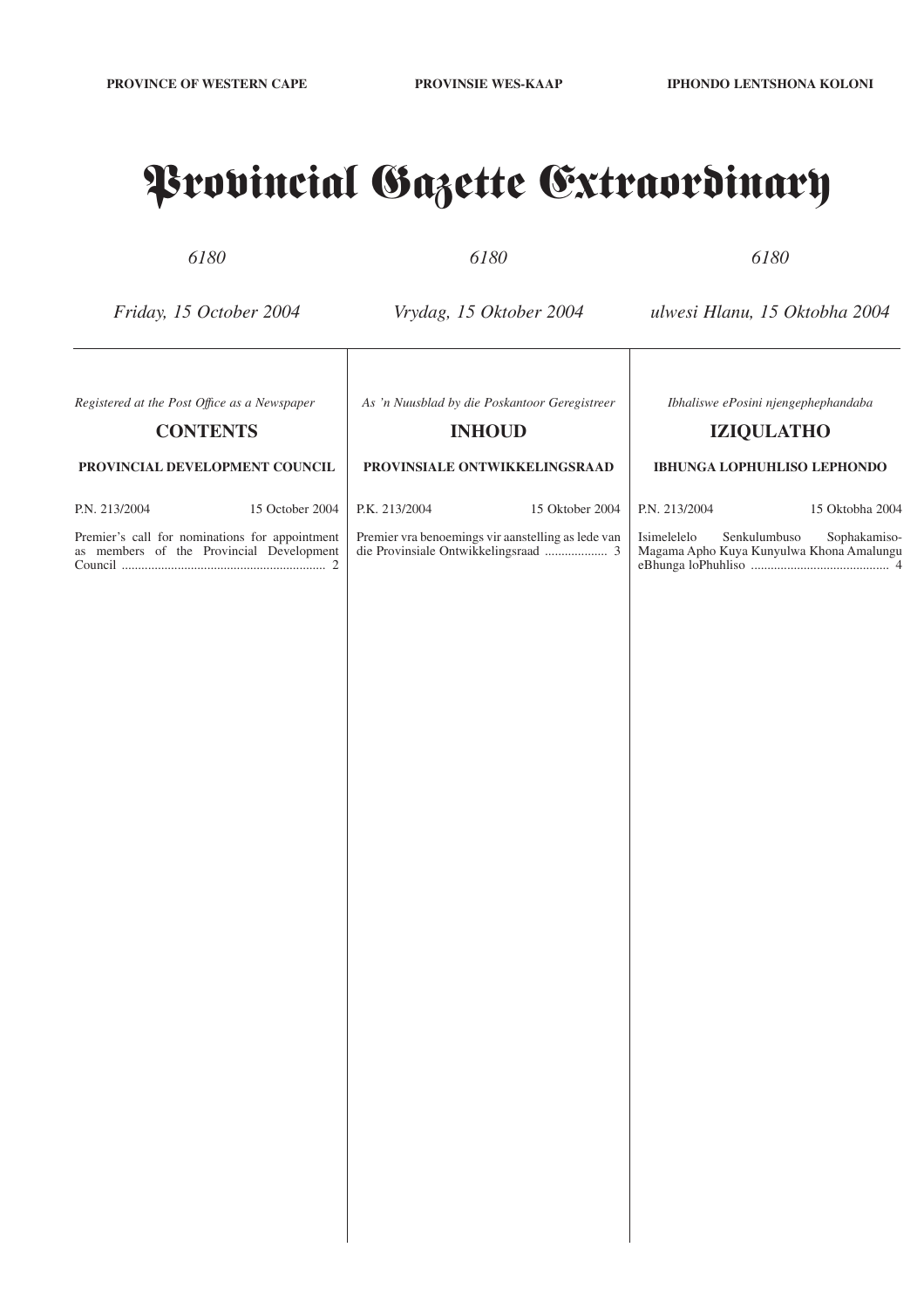PROVINCE OF WESTERN CAPE

PROVINSIE WES-KAAP

IPHONDO LENTSHONA KOLONI

# Provincial Gazette Extraordinary

*6180*

*Friday, 15 October 2004*

*Registered at the Post Office as a Newspaper*

## CONTENTS

**PROVINCIAL DEVELOPMENT COUNCIL**

P.N. 213/2004 — 15 October 2004

Premier's call for nominations for appointment as members of the Provincial Development Council ............................................................ 2

*6180*

*Vrydag, 15 Oktober 2004*

*As 'n Nuusblad by die Poskantoor Geregistreer*

## INHOUD

**PROVINSIALE ONTWIKKELINGSRAAD**

P.K. 213/2004 — 15 Oktober 2004

Premier vra benoemings vir aanstelling as lede van die Provinsiale Ontwikkelingsraad .................. 3

*6180*

*ulwesi Hlanu, 15 Oktobha 2004*

*Ibhaliswe ePosini njengephephandaba*

## IZIQULATHO

**IBHUNGA LOPHUHLISO LEPHONDO**

P.N. 213/2004 — 15 Oktobha 2004

Isimelelelo Senkulumbuso Sophakamiso-Magama Apho Kuya Kunyulwa Khona Amalungu eBhunga loPhuhliso .......................................... 4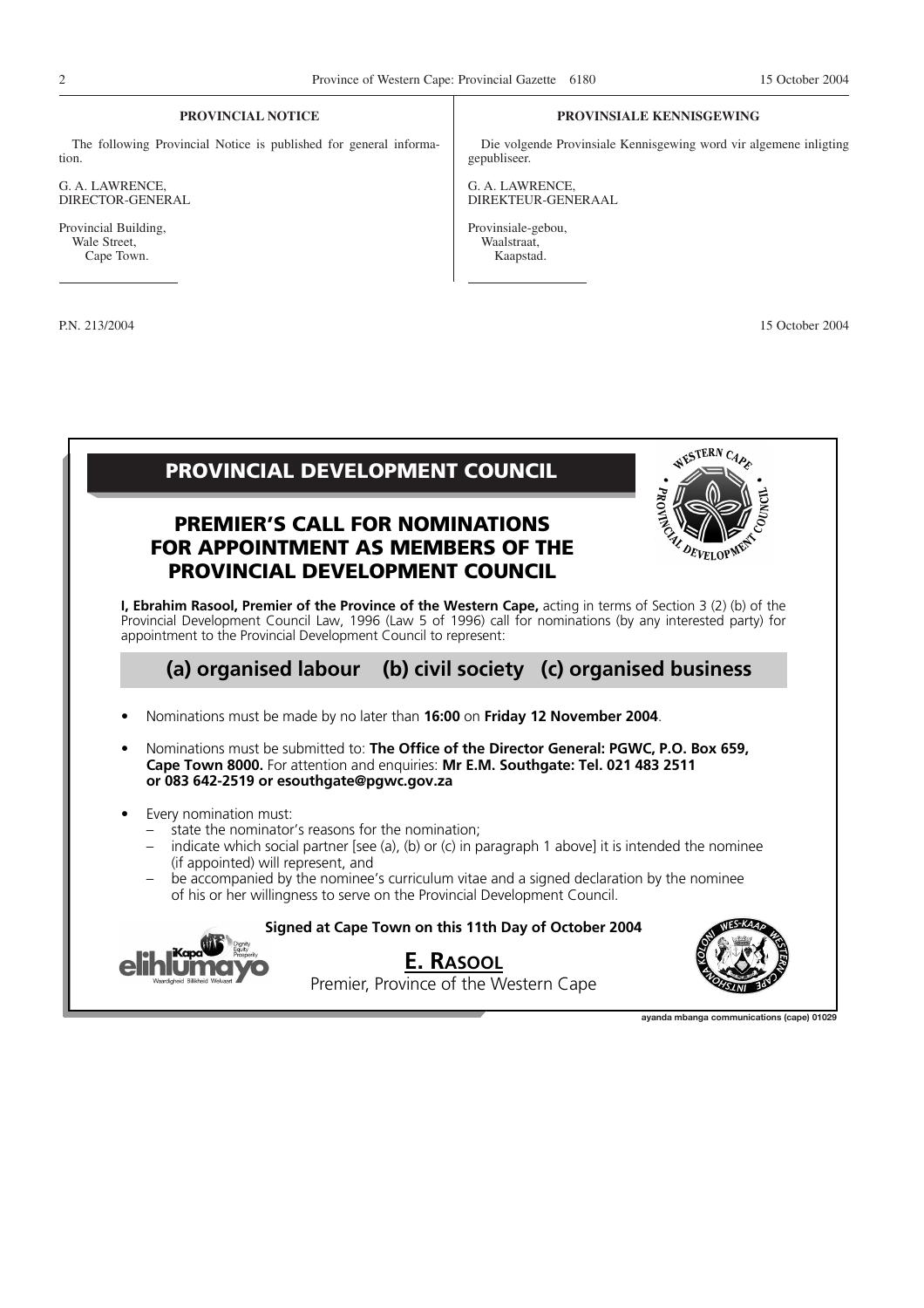| PROVINCIAL NOTICE | PROVINSIALE KENNISGEWING |
| --- | --- |
| The following Provincial Notice is published for general information. | Die volgende Provinsiale Kennisgewing word vir algemene inligting gepubliseer. |
| G. A. LAWRENCE, DIRECTOR-GENERAL | G. A. LAWRENCE, DIREKTEUR-GENERAAL |
| Provincial Building, Wale Street, Cape Town. | Provinsiale-gebou, Waalstraat, Kaapstad. |

P.N. 213/2004 15 October 2004

# PROVINCIAL DEVELOPMENT COUNCIL

## PREMIER'S CALL FOR NOMINATIONS FOR APPOINTMENT AS MEMBERS OF THE PROVINCIAL DEVELOPMENT COUNCIL

**I, Ebrahim Rasool, Premier of the Province of the Western Cape,** acting in terms of Section 3 (2) (b) of the Provincial Development Council Law, 1996 (Law 5 of 1996) call for nominations (by any interested party) for appointment to the Provincial Development Council to represent:

### (a) organised labour (b) civil society (c) organised business

- Nominations must be made by no later than **16:00** on **Friday 12 November 2004**.
- Nominations must be submitted to: **The Office of the Director General: PGWC, P.O. Box 659, Cape Town 8000.** For attention and enquiries: **Mr E.M. Southgate: Tel. 021 483 2511 or 083 642-2519 or esouthgate@pgwc.gov.za**
- Every nomination must:
  - state the nominator's reasons for the nomination;
  - indicate which social partner [see (a), (b) or (c) in paragraph 1 above] it is intended the nominee (if appointed) will represent, and
  - be accompanied by the nominee's curriculum vitae and a signed declaration by the nominee of his or her willingness to serve on the Provincial Development Council.

**Signed at Cape Town on this 11th Day of October 2004**

**E. RASOOL**
Premier, Province of the Western Cape

ayanda mbanga communications (cape) 01029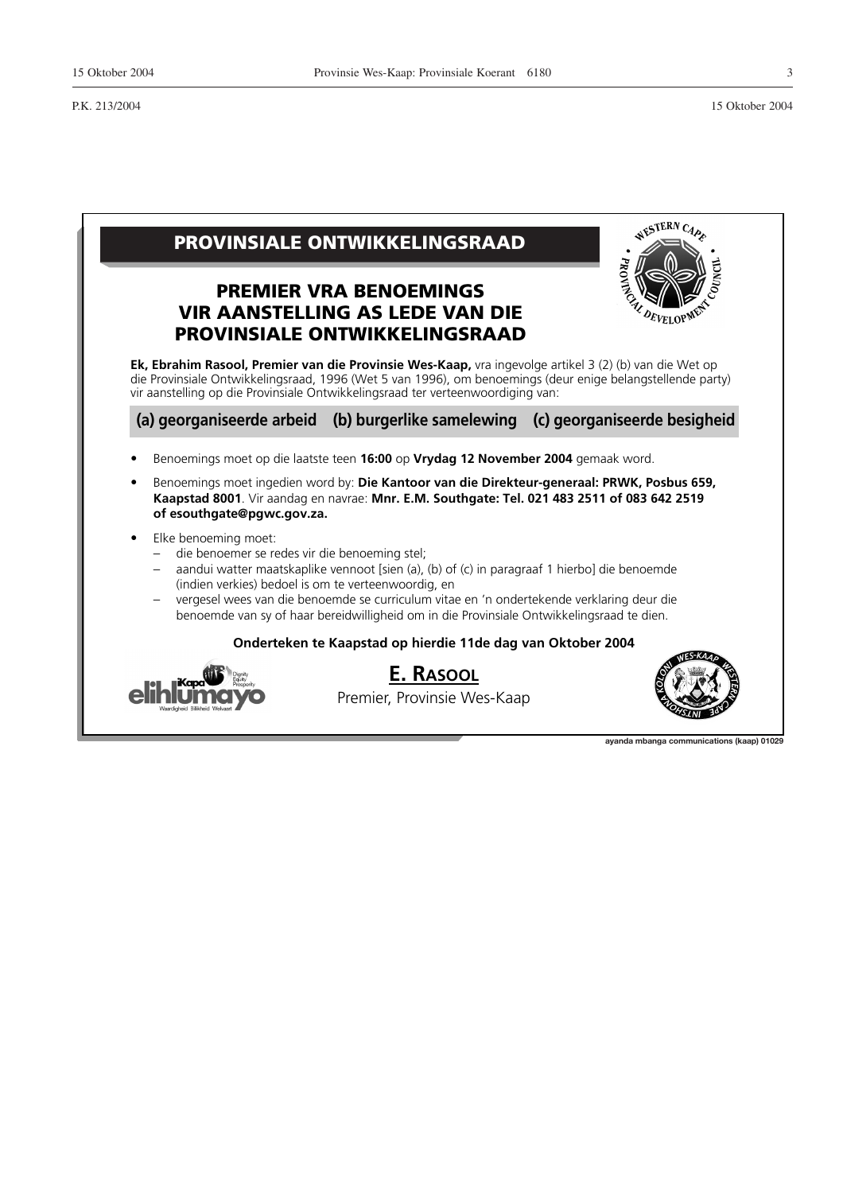P.K. 213/2004 15 Oktober 2004

# PROVINSIALE ONTWIKKELINGSRAAD

## PREMIER VRA BENOEMINGS VIR AANSTELLING AS LEDE VAN DIE PROVINSIALE ONTWIKKELINGSRAAD

**Ek, Ebrahim Rasool, Premier van die Provinsie Wes-Kaap,** vra ingevolge artikel 3 (2) (b) van die Wet op die Provinsiale Ontwikkelingsraad, 1996 (Wet 5 van 1996), om benoemings (deur enige belangstellende party) vir aanstelling op die Provinsiale Ontwikkelingsraad ter verteenwoordiging van:

**(a) georganiseerde arbeid (b) burgerlike samelewing (c) georganiseerde besigheid**

- Benoemings moet op die laatste teen **16:00** op **Vrydag 12 November 2004** gemaak word.
- Benoemings moet ingedien word by: **Die Kantoor van die Direkteur-generaal: PRWK, Posbus 659, Kaapstad 8001**. Vir aandag en navrae: **Mnr. E.M. Southgate: Tel. 021 483 2511 of 083 642 2519 of esouthgate@pgwc.gov.za.**
- Elke benoeming moet:
  - die benoemer se redes vir die benoeming stel;
  - aandui watter maatskaplike vennoot [sien (a), (b) of (c) in paragraaf 1 hierbo] die benoemde (indien verkies) bedoel is om te verteenwoordig, en
  - vergesel wees van die benoemde se curriculum vitae en 'n ondertekende verklaring deur die benoemde van sy of haar bereidwilligheid om in die Provinsiale Ontwikkelingsraad te dien.

**Onderteken te Kaapstad op hierdie 11de dag van Oktober 2004**

**E. RASOOL**
Premier, Provinsie Wes-Kaap

ayanda mbanga communications (kaap) 01029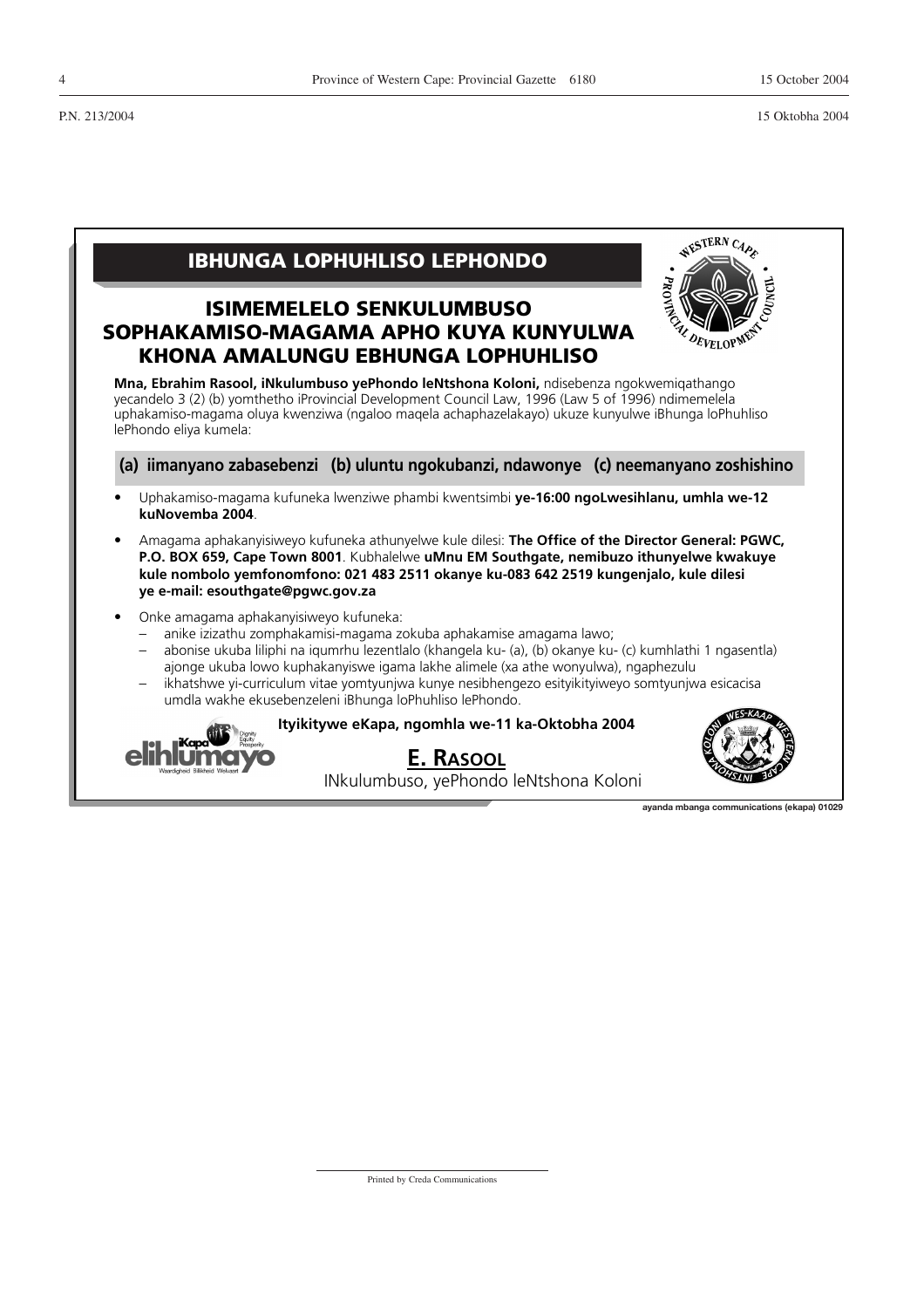P.N. 213/2004

15 Oktobha 2004

## IBHUNGA LOPHUHLISO LEPHONDO

### ISIMEMELELO SENKULUMBUSO SOPHAKAMISO-MAGAMA APHO KUYA KUNYULWA KHONA AMALUNGU EBHUNGA LOPHUHLISO

**Mna, Ebrahim Rasool, iNkulumbuso yePhondo leNtshona Koloni,** ndisebenza ngokwemiqathango yecandelo 3 (2) (b) yomthetho iProvincial Development Council Law, 1996 (Law 5 of 1996) ndimemelela uphakamiso-magama oluya kwenziwa (ngaloo maqela achaphazelakayo) ukuze kunyulwe iBhunga loPhuhliso lePhondo eliya kumela:

**(a) iimanyano zabasebenzi (b) uluntu ngokubanzi, ndawonye (c) neemanyano zoshishino**

- Uphakamiso-magama kufuneka lwenziwe phambi kwentsimbi **ye-16:00 ngoLwesihlanu, umhla we-12 kuNovemba 2004**.
- Amagama aphakanyisiweyo kufuneka athunyelwe kule dilesi: **The Office of the Director General: PGWC, P.O. BOX 659, Cape Town 8001**. Kubhalelwe **uMnu EM Southgate, nemibuzo ithunyelwe kwakuye kule nombolo yemfonomfono: 021 483 2511 okanye ku-083 642 2519 kungenjalo, kule dilesi ye e-mail: esouthgate@pgwc.gov.za**
- Onke amagama aphakanyisiweyo kufuneka:
  - anike izizathu zomphakamisi-magama zokuba aphakamise amagama lawo;
  - abonise ukuba liliphi na iqumrhu lezentlalo (khangela ku- (a), (b) okanye ku- (c) kumhlathi 1 ngasentla) ajonge ukuba lowo kuphakanyiswe igama lakhe alimele (xa athe wonyulwa), ngaphezulu
  - ikhatshwe yi-curriculum vitae yomtyunjwa kunye nesibhengezo esityikityiweyo somtyunjwa esicacisa umdla wakhe ekusebenzeleni iBhunga loPhuhliso lePhondo.

**Ityikitywe eKapa, ngomhla we-11 ka-Oktobha 2004**

**E. RASOOL**

INkulumbuso, yePhondo leNtshona Koloni

ayanda mbanga communications (ekapa) 01029